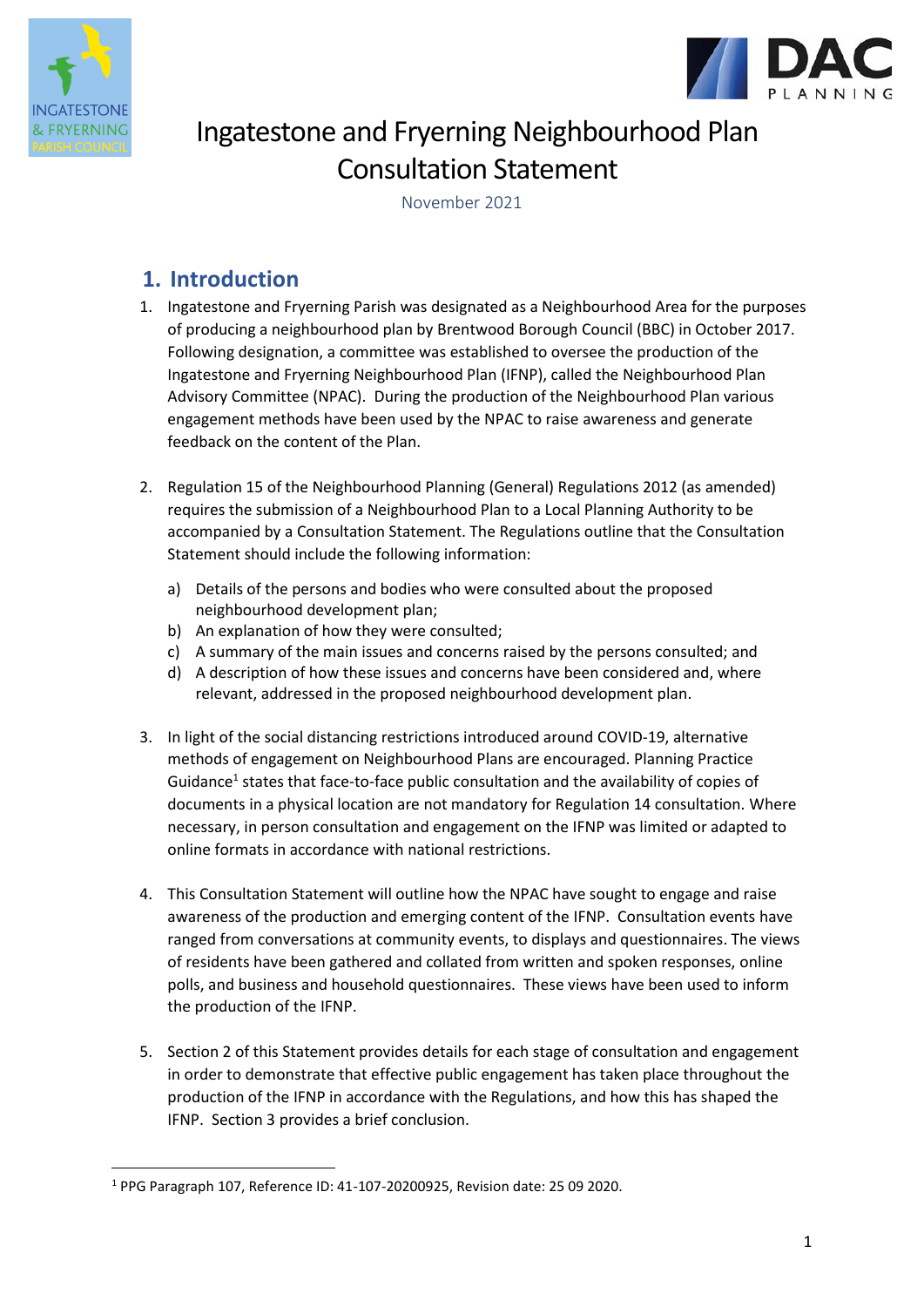# Ingatestone and Fryerning Neighbourhood Plan Consultation Statement

November 2021

## 1. Introduction

1. Ingatestone and Fryerning Parish was designated as a Neighbourhood Area for the purposes of producing a neighbourhood plan by Brentwood Borough Council (BBC) in October 2017. Following designation, a committee was established to oversee the production of the Ingatestone and Fryerning Neighbourhood Plan (IFNP), called the Neighbourhood Plan Advisory Committee (NPAC). During the production of the Neighbourhood Plan various engagement methods have been used by the NPAC to raise awareness and generate feedback on the content of the Plan.

2. Regulation 15 of the Neighbourhood Planning (General) Regulations 2012 (as amended) requires the submission of a Neighbourhood Plan to a Local Planning Authority to be accompanied by a Consultation Statement. The Regulations outline that the Consultation Statement should include the following information:

   a) Details of the persons and bodies who were consulted about the proposed neighbourhood development plan;
   b) An explanation of how they were consulted;
   c) A summary of the main issues and concerns raised by the persons consulted; and
   d) A description of how these issues and concerns have been considered and, where relevant, addressed in the proposed neighbourhood development plan.

3. In light of the social distancing restrictions introduced around COVID-19, alternative methods of engagement on Neighbourhood Plans are encouraged. Planning Practice Guidance[1] states that face-to-face public consultation and the availability of copies of documents in a physical location are not mandatory for Regulation 14 consultation. Where necessary, in person consultation and engagement on the IFNP was limited or adapted to online formats in accordance with national restrictions.

4. This Consultation Statement will outline how the NPAC have sought to engage and raise awareness of the production and emerging content of the IFNP. Consultation events have ranged from conversations at community events, to displays and questionnaires. The views of residents have been gathered and collated from written and spoken responses, online polls, and business and household questionnaires. These views have been used to inform the production of the IFNP.

5. Section 2 of this Statement provides details for each stage of consultation and engagement in order to demonstrate that effective public engagement has taken place throughout the production of the IFNP in accordance with the Regulations, and how this has shaped the IFNP. Section 3 provides a brief conclusion.

---

[1] PPG Paragraph 107, Reference ID: 41-107-20200925, Revision date: 25 09 2020.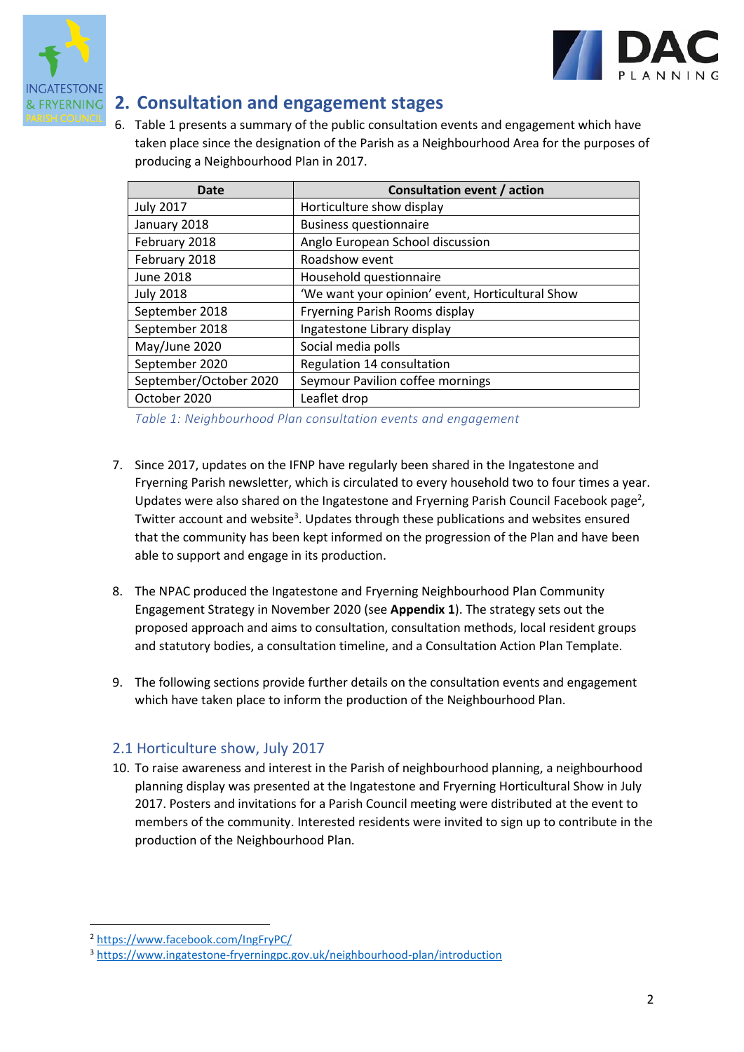## 2. Consultation and engagement stages

6. Table 1 presents a summary of the public consultation events and engagement which have taken place since the designation of the Parish as a Neighbourhood Area for the purposes of producing a Neighbourhood Plan in 2017.

| Date | Consultation event / action |
|---|---|
| July 2017 | Horticulture show display |
| January 2018 | Business questionnaire |
| February 2018 | Anglo European School discussion |
| February 2018 | Roadshow event |
| June 2018 | Household questionnaire |
| July 2018 | 'We want your opinion' event, Horticultural Show |
| September 2018 | Fryerning Parish Rooms display |
| September 2018 | Ingatestone Library display |
| May/June 2020 | Social media polls |
| September 2020 | Regulation 14 consultation |
| September/October 2020 | Seymour Pavilion coffee mornings |
| October 2020 | Leaflet drop |

*Table 1: Neighbourhood Plan consultation events and engagement*

7. Since 2017, updates on the IFNP have regularly been shared in the Ingatestone and Fryerning Parish newsletter, which is circulated to every household two to four times a year. Updates were also shared on the Ingatestone and Fryerning Parish Council Facebook page[2], Twitter account and website[3]. Updates through these publications and websites ensured that the community has been kept informed on the progression of the Plan and have been able to support and engage in its production.

8. The NPAC produced the Ingatestone and Fryerning Neighbourhood Plan Community Engagement Strategy in November 2020 (see **Appendix 1**). The strategy sets out the proposed approach and aims to consultation, consultation methods, local resident groups and statutory bodies, a consultation timeline, and a Consultation Action Plan Template.

9. The following sections provide further details on the consultation events and engagement which have taken place to inform the production of the Neighbourhood Plan.

### 2.1 Horticulture show, July 2017

10. To raise awareness and interest in the Parish of neighbourhood planning, a neighbourhood planning display was presented at the Ingatestone and Fryerning Horticultural Show in July 2017. Posters and invitations for a Parish Council meeting were distributed at the event to members of the community. Interested residents were invited to sign up to contribute in the production of the Neighbourhood Plan.

---

[2] https://www.facebook.com/IngFryPC/

[3] https://www.ingatestone-fryerningpc.gov.uk/neighbourhood-plan/introduction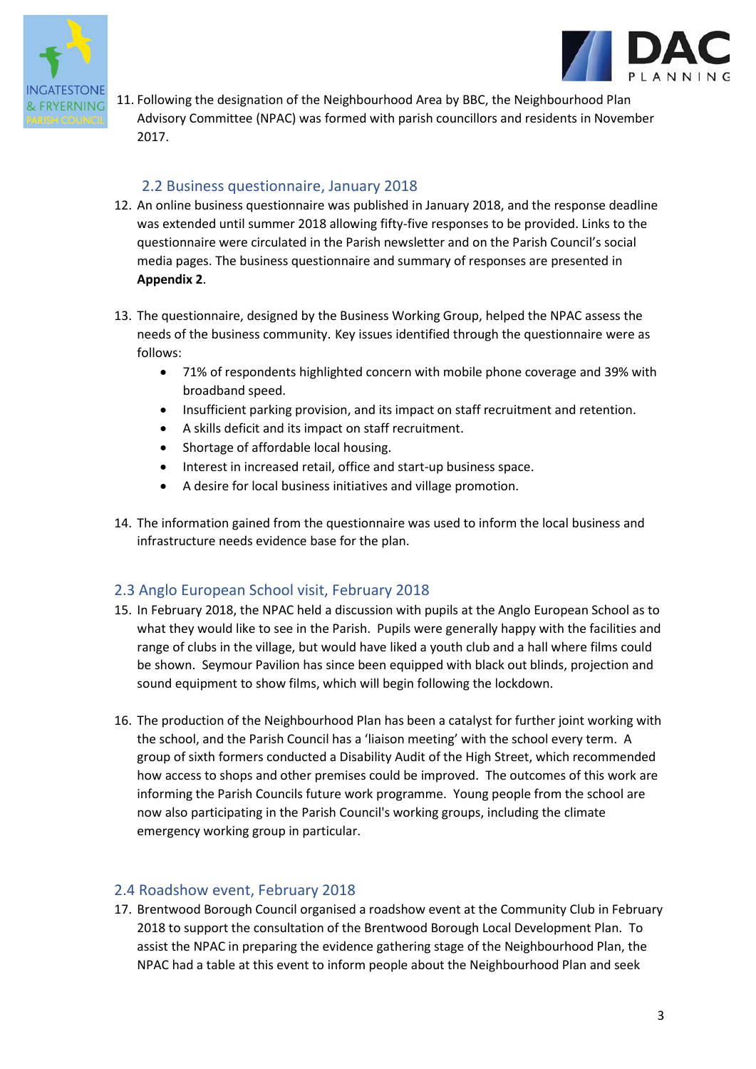11. Following the designation of the Neighbourhood Area by BBC, the Neighbourhood Plan Advisory Committee (NPAC) was formed with parish councillors and residents in November 2017.

## 2.2 Business questionnaire, January 2018

12. An online business questionnaire was published in January 2018, and the response deadline was extended until summer 2018 allowing fifty-five responses to be provided. Links to the questionnaire were circulated in the Parish newsletter and on the Parish Council's social media pages. The business questionnaire and summary of responses are presented in **Appendix 2**.

13. The questionnaire, designed by the Business Working Group, helped the NPAC assess the needs of the business community. Key issues identified through the questionnaire were as follows:
    - 71% of respondents highlighted concern with mobile phone coverage and 39% with broadband speed.
    - Insufficient parking provision, and its impact on staff recruitment and retention.
    - A skills deficit and its impact on staff recruitment.
    - Shortage of affordable local housing.
    - Interest in increased retail, office and start-up business space.
    - A desire for local business initiatives and village promotion.

14. The information gained from the questionnaire was used to inform the local business and infrastructure needs evidence base for the plan.

## 2.3 Anglo European School visit, February 2018

15. In February 2018, the NPAC held a discussion with pupils at the Anglo European School as to what they would like to see in the Parish. Pupils were generally happy with the facilities and range of clubs in the village, but would have liked a youth club and a hall where films could be shown. Seymour Pavilion has since been equipped with black out blinds, projection and sound equipment to show films, which will begin following the lockdown.

16. The production of the Neighbourhood Plan has been a catalyst for further joint working with the school, and the Parish Council has a 'liaison meeting' with the school every term. A group of sixth formers conducted a Disability Audit of the High Street, which recommended how access to shops and other premises could be improved. The outcomes of this work are informing the Parish Councils future work programme. Young people from the school are now also participating in the Parish Council's working groups, including the climate emergency working group in particular.

## 2.4 Roadshow event, February 2018

17. Brentwood Borough Council organised a roadshow event at the Community Club in February 2018 to support the consultation of the Brentwood Borough Local Development Plan. To assist the NPAC in preparing the evidence gathering stage of the Neighbourhood Plan, the NPAC had a table at this event to inform people about the Neighbourhood Plan and seek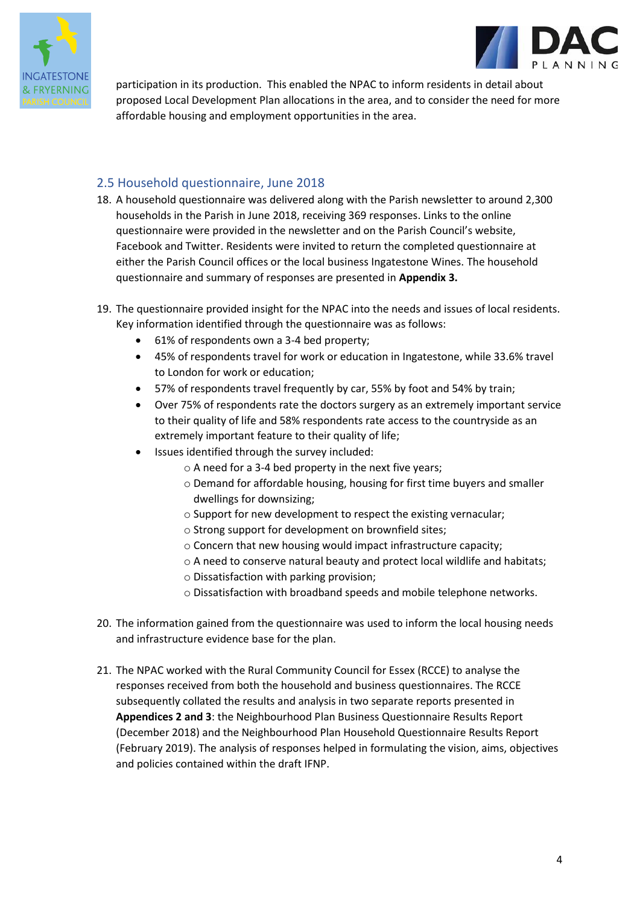participation in its production. This enabled the NPAC to inform residents in detail about proposed Local Development Plan allocations in the area, and to consider the need for more affordable housing and employment opportunities in the area.

## 2.5 Household questionnaire, June 2018

18. A household questionnaire was delivered along with the Parish newsletter to around 2,300 households in the Parish in June 2018, receiving 369 responses. Links to the online questionnaire were provided in the newsletter and on the Parish Council's website, Facebook and Twitter. Residents were invited to return the completed questionnaire at either the Parish Council offices or the local business Ingatestone Wines. The household questionnaire and summary of responses are presented in **Appendix 3.**

19. The questionnaire provided insight for the NPAC into the needs and issues of local residents. Key information identified through the questionnaire was as follows:
    - 61% of respondents own a 3-4 bed property;
    - 45% of respondents travel for work or education in Ingatestone, while 33.6% travel to London for work or education;
    - 57% of respondents travel frequently by car, 55% by foot and 54% by train;
    - Over 75% of respondents rate the doctors surgery as an extremely important service to their quality of life and 58% respondents rate access to the countryside as an extremely important feature to their quality of life;
    - Issues identified through the survey included:
        - A need for a 3-4 bed property in the next five years;
        - Demand for affordable housing, housing for first time buyers and smaller dwellings for downsizing;
        - Support for new development to respect the existing vernacular;
        - Strong support for development on brownfield sites;
        - Concern that new housing would impact infrastructure capacity;
        - A need to conserve natural beauty and protect local wildlife and habitats;
        - Dissatisfaction with parking provision;
        - Dissatisfaction with broadband speeds and mobile telephone networks.

20. The information gained from the questionnaire was used to inform the local housing needs and infrastructure evidence base for the plan.

21. The NPAC worked with the Rural Community Council for Essex (RCCE) to analyse the responses received from both the household and business questionnaires. The RCCE subsequently collated the results and analysis in two separate reports presented in **Appendices 2 and 3**: the Neighbourhood Plan Business Questionnaire Results Report (December 2018) and the Neighbourhood Plan Household Questionnaire Results Report (February 2019). The analysis of responses helped in formulating the vision, aims, objectives and policies contained within the draft IFNP.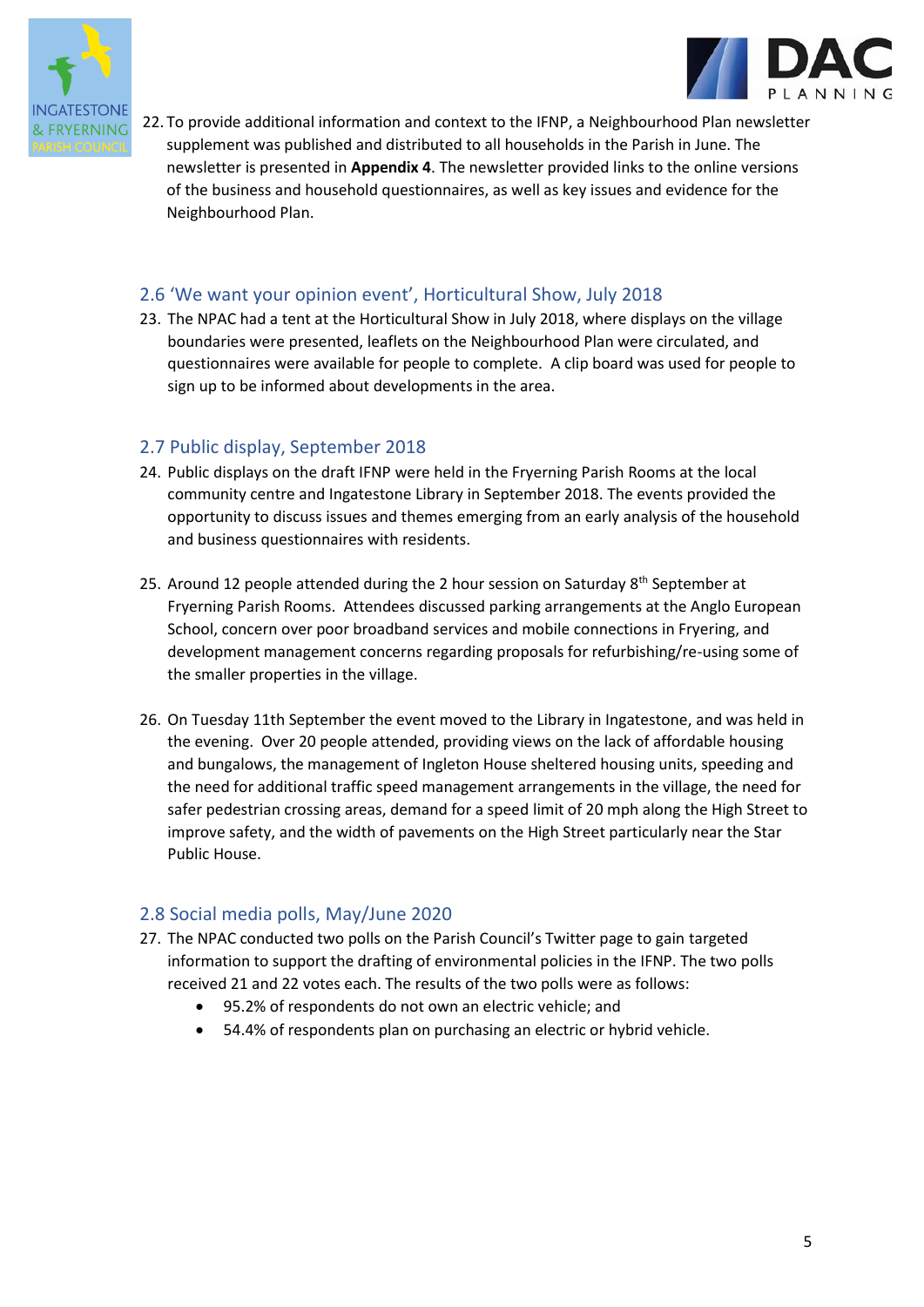22. To provide additional information and context to the IFNP, a Neighbourhood Plan newsletter supplement was published and distributed to all households in the Parish in June. The newsletter is presented in **Appendix 4**. The newsletter provided links to the online versions of the business and household questionnaires, as well as key issues and evidence for the Neighbourhood Plan.

## 2.6 'We want your opinion event', Horticultural Show, July 2018

23. The NPAC had a tent at the Horticultural Show in July 2018, where displays on the village boundaries were presented, leaflets on the Neighbourhood Plan were circulated, and questionnaires were available for people to complete. A clip board was used for people to sign up to be informed about developments in the area.

## 2.7 Public display, September 2018

24. Public displays on the draft IFNP were held in the Fryerning Parish Rooms at the local community centre and Ingatestone Library in September 2018. The events provided the opportunity to discuss issues and themes emerging from an early analysis of the household and business questionnaires with residents.

25. Around 12 people attended during the 2 hour session on Saturday 8th September at Fryerning Parish Rooms. Attendees discussed parking arrangements at the Anglo European School, concern over poor broadband services and mobile connections in Fryering, and development management concerns regarding proposals for refurbishing/re-using some of the smaller properties in the village.

26. On Tuesday 11th September the event moved to the Library in Ingatestone, and was held in the evening. Over 20 people attended, providing views on the lack of affordable housing and bungalows, the management of Ingleton House sheltered housing units, speeding and the need for additional traffic speed management arrangements in the village, the need for safer pedestrian crossing areas, demand for a speed limit of 20 mph along the High Street to improve safety, and the width of pavements on the High Street particularly near the Star Public House.

## 2.8 Social media polls, May/June 2020

27. The NPAC conducted two polls on the Parish Council's Twitter page to gain targeted information to support the drafting of environmental policies in the IFNP. The two polls received 21 and 22 votes each. The results of the two polls were as follows:
    - 95.2% of respondents do not own an electric vehicle; and
    - 54.4% of respondents plan on purchasing an electric or hybrid vehicle.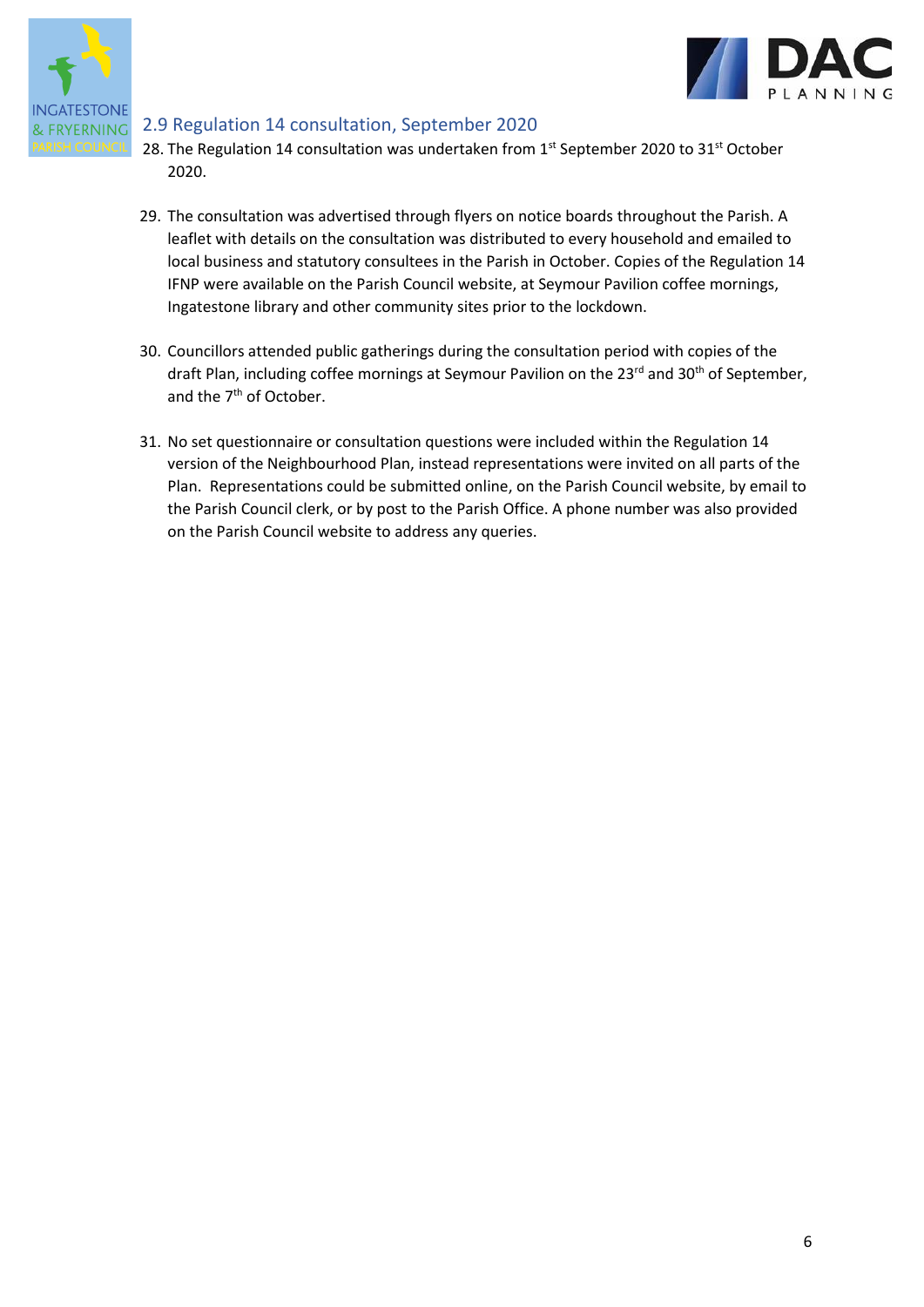## 2.9 Regulation 14 consultation, September 2020

28. The Regulation 14 consultation was undertaken from 1st September 2020 to 31st October 2020.

29. The consultation was advertised through flyers on notice boards throughout the Parish. A leaflet with details on the consultation was distributed to every household and emailed to local business and statutory consultees in the Parish in October. Copies of the Regulation 14 IFNP were available on the Parish Council website, at Seymour Pavilion coffee mornings, Ingatestone library and other community sites prior to the lockdown.

30. Councillors attended public gatherings during the consultation period with copies of the draft Plan, including coffee mornings at Seymour Pavilion on the 23rd and 30th of September, and the 7th of October.

31. No set questionnaire or consultation questions were included within the Regulation 14 version of the Neighbourhood Plan, instead representations were invited on all parts of the Plan. Representations could be submitted online, on the Parish Council website, by email to the Parish Council clerk, or by post to the Parish Office. A phone number was also provided on the Parish Council website to address any queries.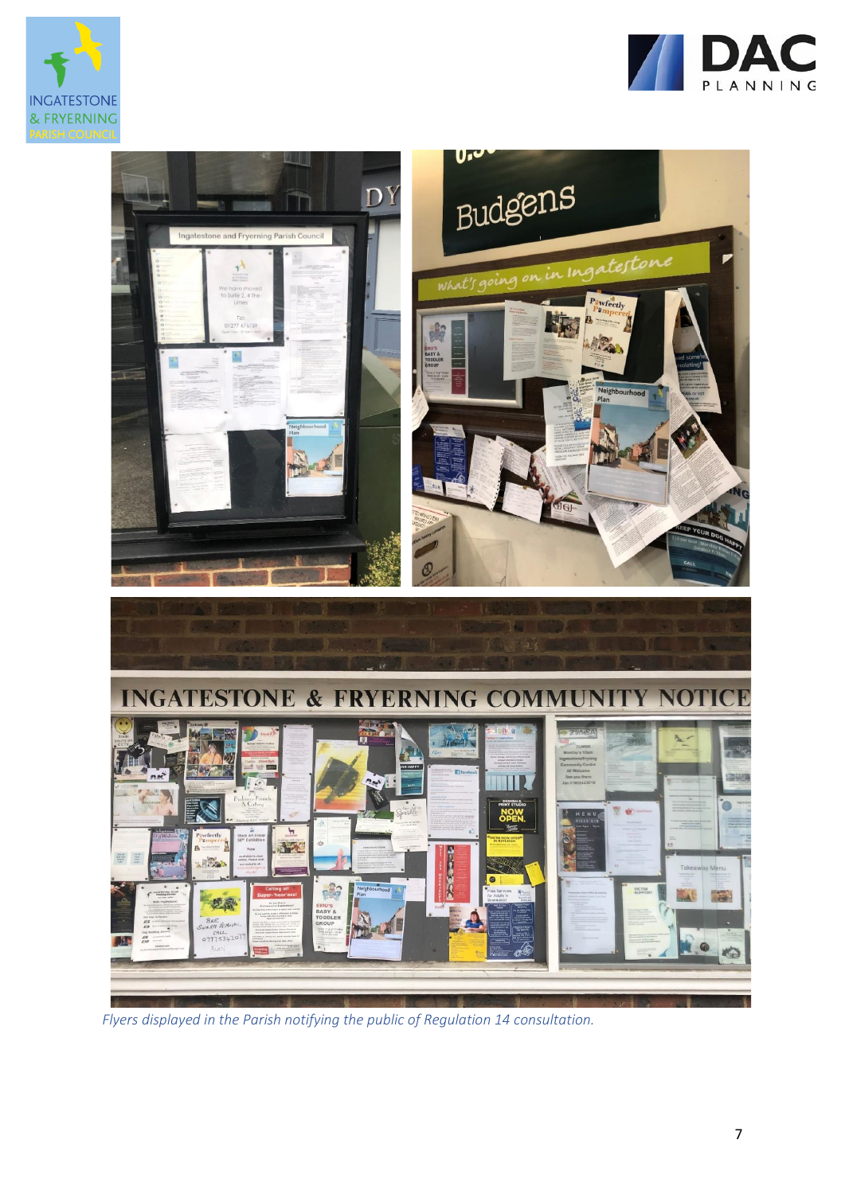*Flyers displayed in the Parish notifying the public of Regulation 14 consultation.*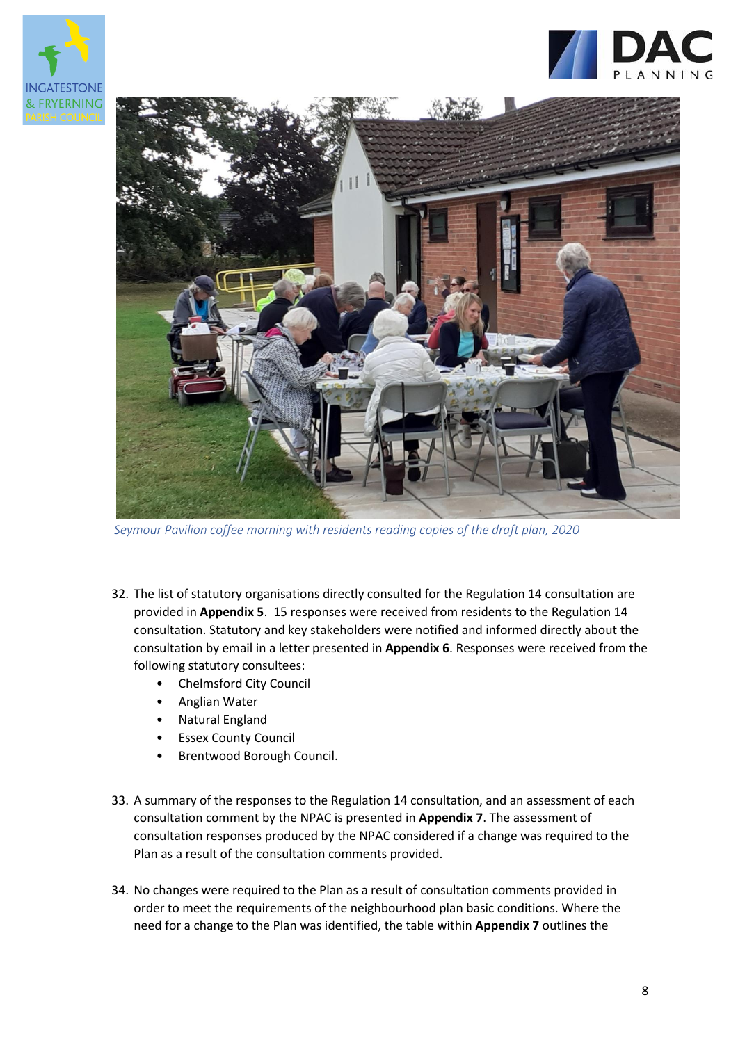*Seymour Pavilion coffee morning with residents reading copies of the draft plan, 2020*

32. The list of statutory organisations directly consulted for the Regulation 14 consultation are provided in **Appendix 5**. 15 responses were received from residents to the Regulation 14 consultation. Statutory and key stakeholders were notified and informed directly about the consultation by email in a letter presented in **Appendix 6**. Responses were received from the following statutory consultees:
    - Chelmsford City Council
    - Anglian Water
    - Natural England
    - Essex County Council
    - Brentwood Borough Council.

33. A summary of the responses to the Regulation 14 consultation, and an assessment of each consultation comment by the NPAC is presented in **Appendix 7**. The assessment of consultation responses produced by the NPAC considered if a change was required to the Plan as a result of the consultation comments provided.

34. No changes were required to the Plan as a result of consultation comments provided in order to meet the requirements of the neighbourhood plan basic conditions. Where the need for a change to the Plan was identified, the table within **Appendix 7** outlines the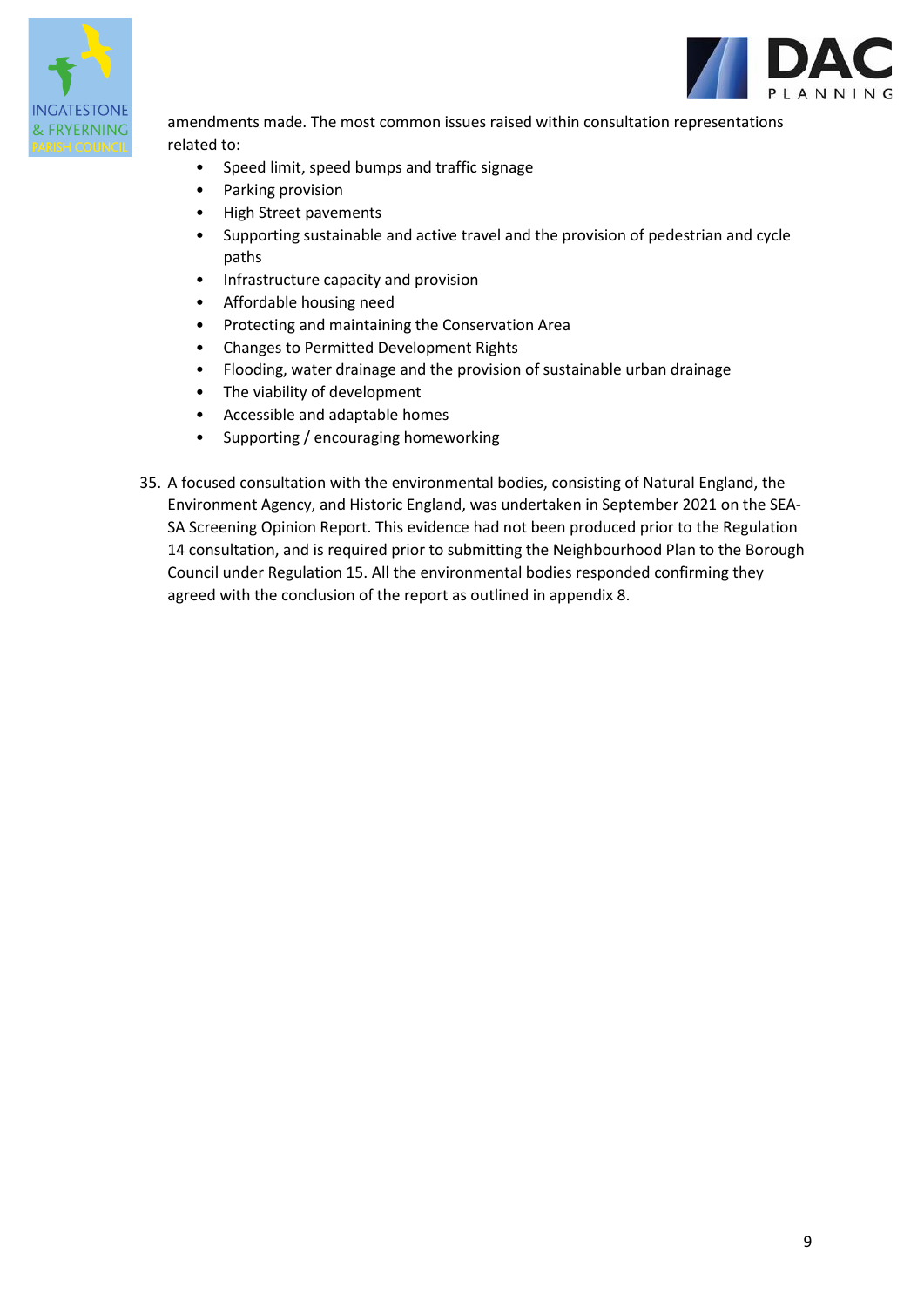amendments made. The most common issues raised within consultation representations related to:

- Speed limit, speed bumps and traffic signage
- Parking provision
- High Street pavements
- Supporting sustainable and active travel and the provision of pedestrian and cycle paths
- Infrastructure capacity and provision
- Affordable housing need
- Protecting and maintaining the Conservation Area
- Changes to Permitted Development Rights
- Flooding, water drainage and the provision of sustainable urban drainage
- The viability of development
- Accessible and adaptable homes
- Supporting / encouraging homeworking

35. A focused consultation with the environmental bodies, consisting of Natural England, the Environment Agency, and Historic England, was undertaken in September 2021 on the SEA-SA Screening Opinion Report. This evidence had not been produced prior to the Regulation 14 consultation, and is required prior to submitting the Neighbourhood Plan to the Borough Council under Regulation 15. All the environmental bodies responded confirming they agreed with the conclusion of the report as outlined in appendix 8.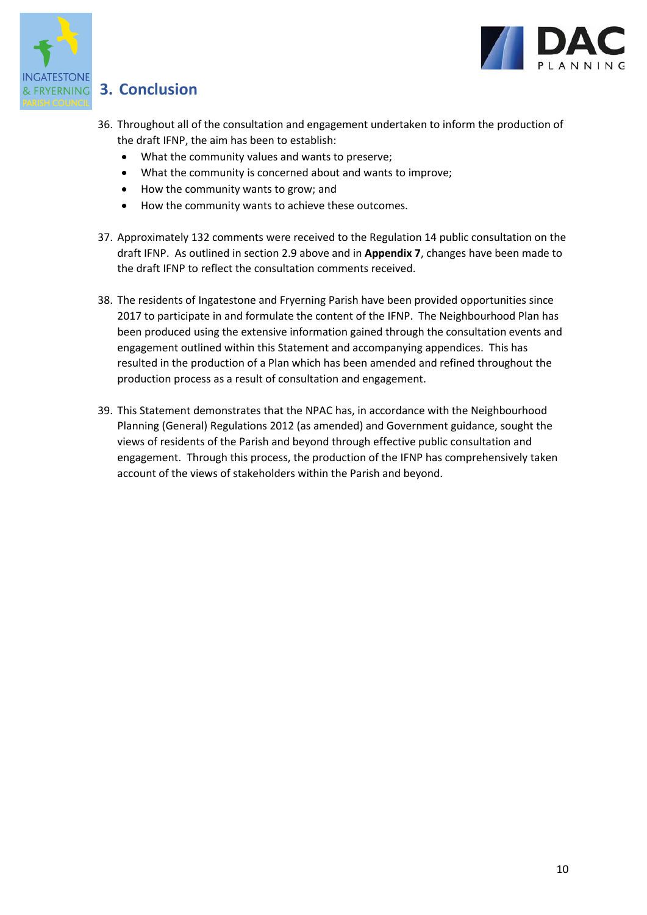## 3. Conclusion

36. Throughout all of the consultation and engagement undertaken to inform the production of the draft IFNP, the aim has been to establish:
    - What the community values and wants to preserve;
    - What the community is concerned about and wants to improve;
    - How the community wants to grow; and
    - How the community wants to achieve these outcomes.

37. Approximately 132 comments were received to the Regulation 14 public consultation on the draft IFNP. As outlined in section 2.9 above and in **Appendix 7**, changes have been made to the draft IFNP to reflect the consultation comments received.

38. The residents of Ingatestone and Fryerning Parish have been provided opportunities since 2017 to participate in and formulate the content of the IFNP. The Neighbourhood Plan has been produced using the extensive information gained through the consultation events and engagement outlined within this Statement and accompanying appendices. This has resulted in the production of a Plan which has been amended and refined throughout the production process as a result of consultation and engagement.

39. This Statement demonstrates that the NPAC has, in accordance with the Neighbourhood Planning (General) Regulations 2012 (as amended) and Government guidance, sought the views of residents of the Parish and beyond through effective public consultation and engagement. Through this process, the production of the IFNP has comprehensively taken account of the views of stakeholders within the Parish and beyond.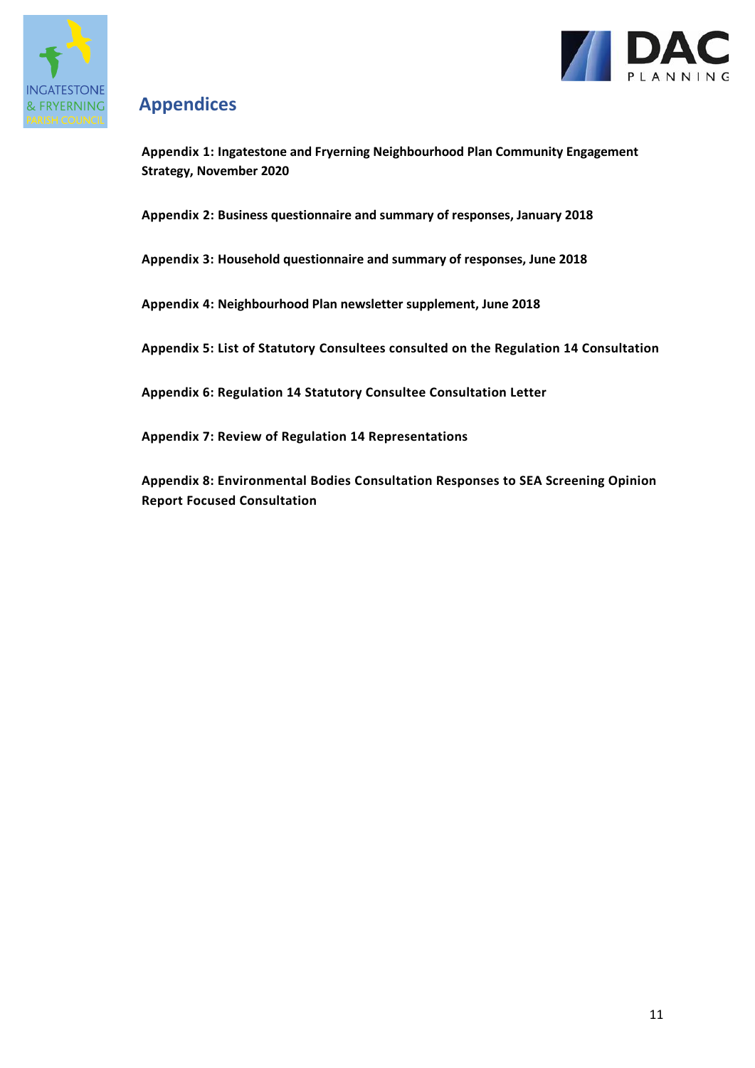## Appendices

**Appendix 1: Ingatestone and Fryerning Neighbourhood Plan Community Engagement Strategy, November 2020**

**Appendix 2: Business questionnaire and summary of responses, January 2018**

**Appendix 3: Household questionnaire and summary of responses, June 2018**

**Appendix 4: Neighbourhood Plan newsletter supplement, June 2018**

**Appendix 5: List of Statutory Consultees consulted on the Regulation 14 Consultation**

**Appendix 6: Regulation 14 Statutory Consultee Consultation Letter**

**Appendix 7: Review of Regulation 14 Representations**

**Appendix 8: Environmental Bodies Consultation Responses to SEA Screening Opinion Report Focused Consultation**